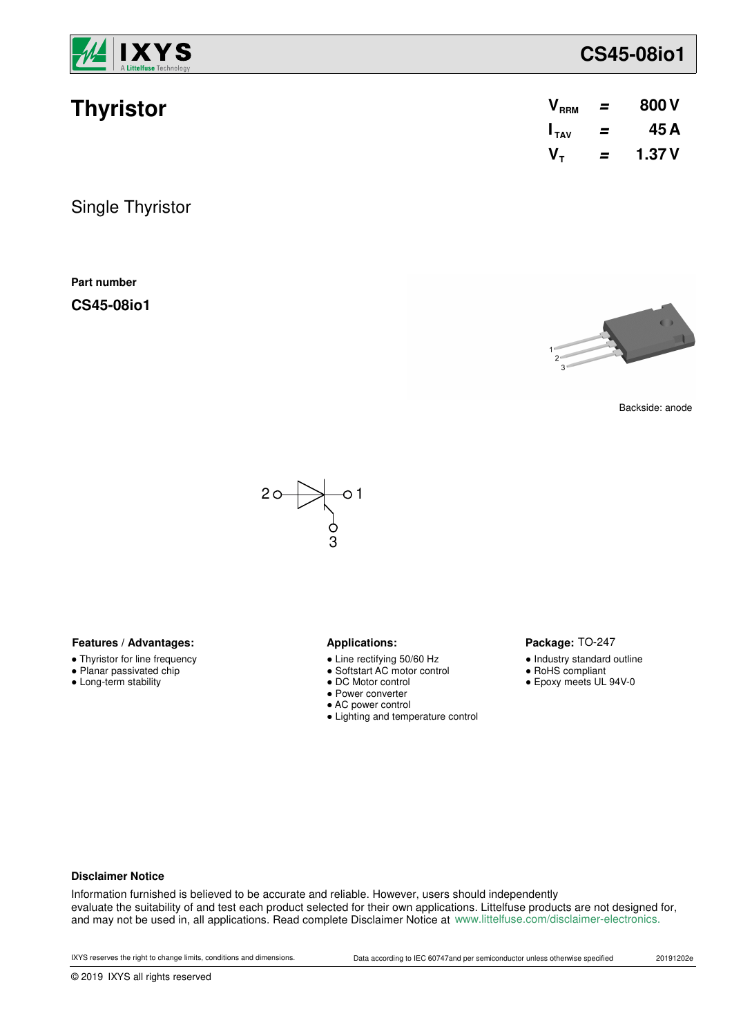# Thyristor

| | | |
|---|---|---|
| $V_{RRM}$ | = | 800 V |
| $I_{TAV}$ | = | 45 A |
| $V_T$ | = | 1.37 V |

## Single Thyristor

**Part number**

**CS45-08io1**

Backside: anode

2 ○—▷|—○ 1
3

**Features / Advantages:**

- Thyristor for line frequency
- Planar passivated chip
- Long-term stability

**Applications:**

- Line rectifying 50/60 Hz
- Softstart AC motor control
- DC Motor control
- Power converter
- AC power control
- Lighting and temperature control

**Package:** TO-247

- Industry standard outline
- RoHS compliant
- Epoxy meets UL 94V-0

**Disclaimer Notice**

Information furnished is believed to be accurate and reliable. However, users should independently evaluate the suitability of and test each product selected for their own applications. Littelfuse products are not designed for, and may not be used in, all applications. Read complete Disclaimer Notice at www.littelfuse.com/disclaimer-electronics.

IXYS reserves the right to change limits, conditions and dimensions. Data according to IEC 60747and per semiconductor unless otherwise specified 20191202e

© 2019 IXYS all rights reserved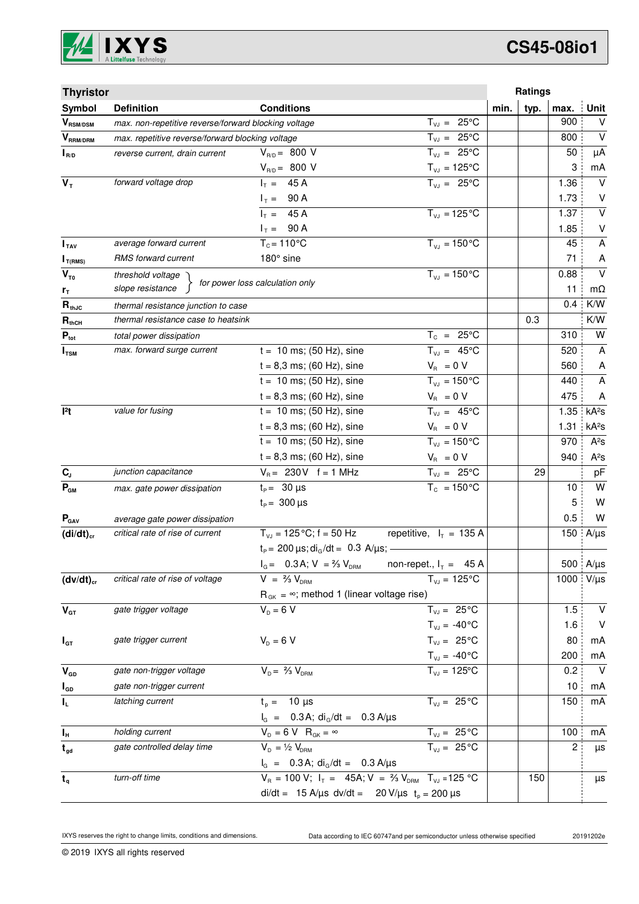## Thyristor

| Symbol | Definition | Conditions | | Ratings min. | typ. | max. | Unit |
|---|---|---|---|---|---|---|---|
| $V_{RSM/DSM}$ | max. non-repetitive reverse/forward blocking voltage | | $T_{VJ}$ = 25°C | | | 900 | V |
| $V_{RRM/DRM}$ | max. repetitive reverse/forward blocking voltage | | $T_{VJ}$ = 25°C | | | 800 | V |
| $I_{R/D}$ | reverse current, drain current | $V_{R/D}$ = 800 V | $T_{VJ}$ = 25°C | | | 50 | µA |
| | | $V_{R/D}$ = 800 V | $T_{VJ}$ = 125°C | | | 3 | mA |
| $V_T$ | forward voltage drop | $I_T$ = 45 A | $T_{VJ}$ = 25°C | | | 1.36 | V |
| | | $I_T$ = 90 A | | | | 1.73 | V |
| | | $I_T$ = 45 A | $T_{VJ}$ = 125°C | | | 1.37 | V |
| | | $I_T$ = 90 A | | | | 1.85 | V |
| $I_{TAV}$ | average forward current | $T_C$ = 110°C | $T_{VJ}$ = 150°C | | | 45 | A |
| $I_{T(RMS)}$ | RMS forward current | 180° sine | | | | 71 | A |
| $V_{T0}$ | threshold voltage | for power loss calculation only | $T_{VJ}$ = 150°C | | | 0.88 | V |
| $r_T$ | slope resistance | | | | | 11 | mΩ |
| $R_{thJC}$ | thermal resistance junction to case | | | | | 0.4 | K/W |
| $R_{thCH}$ | thermal resistance case to heatsink | | | | 0.3 | | K/W |
| $P_{tot}$ | total power dissipation | | $T_C$ = 25°C | | | 310 | W |
| $I_{TSM}$ | max. forward surge current | t = 10 ms; (50 Hz), sine | $T_{VJ}$ = 45°C | | | 520 | A |
| | | t = 8,3 ms; (60 Hz), sine | $V_R$ = 0 V | | | 560 | A |
| | | t = 10 ms; (50 Hz), sine | $T_{VJ}$ = 150°C | | | 440 | A |
| | | t = 8,3 ms; (60 Hz), sine | $V_R$ = 0 V | | | 475 | A |
| $I^2t$ | value for fusing | t = 10 ms; (50 Hz), sine | $T_{VJ}$ = 45°C | | | 1.35 | kA²s |
| | | t = 8,3 ms; (60 Hz), sine | $V_R$ = 0 V | | | 1.31 | kA²s |
| | | t = 10 ms; (50 Hz), sine | $T_{VJ}$ = 150°C | | | 970 | A²s |
| | | t = 8,3 ms; (60 Hz), sine | $V_R$ = 0 V | | | 940 | A²s |
| $C_J$ | junction capacitance | $V_R$ = 230 V f = 1 MHz | $T_{VJ}$ = 25°C | | 29 | | pF |
| $P_{GM}$ | max. gate power dissipation | $t_P$ = 30 µs | $T_C$ = 150°C | | | 10 | W |
| | | $t_P$ = 300 µs | | | | 5 | W |
| $P_{GAV}$ | average gate power dissipation | | | | | 0.5 | W |
| $(di/dt)_{cr}$ | critical rate of rise of current | $T_{VJ}$ = 125°C; f = 50 Hz; $t_P$ = 200 µs; $di_G/dt$ = 0.3 A/µs; | repetitive, $I_T$ = 135 A | | | 150 | A/µs |
| | | $I_G$ = 0.3 A; V = ⅔ $V_{DRM}$ | non-repet., $I_T$ = 45 A | | | 500 | A/µs |
| $(dv/dt)_{cr}$ | critical rate of rise of voltage | V = ⅔ $V_{DRM}$; $R_{GK}$ = ∞; method 1 (linear voltage rise) | $T_{VJ}$ = 125°C | | | 1000 | V/µs |
| $V_{GT}$ | gate trigger voltage | $V_D$ = 6 V | $T_{VJ}$ = 25°C | | | 1.5 | V |
| | | | $T_{VJ}$ = -40°C | | | 1.6 | V |
| $I_{GT}$ | gate trigger current | $V_D$ = 6 V | $T_{VJ}$ = 25°C | | | 80 | mA |
| | | | $T_{VJ}$ = -40°C | | | 200 | mA |
| $V_{GD}$ | gate non-trigger voltage | $V_D$ = ⅔ $V_{DRM}$ | $T_{VJ}$ = 125°C | | | 0.2 | V |
| $I_{GD}$ | gate non-trigger current | | | | | 10 | mA |
| $I_L$ | latching current | $t_p$ = 10 µs; $I_G$ = 0.3 A; $di_G/dt$ = 0.3 A/µs | $T_{VJ}$ = 25°C | | | 150 | mA |
| $I_H$ | holding current | $V_D$ = 6 V $R_{GK}$ = ∞ | $T_{VJ}$ = 25°C | | | 100 | mA |
| $t_{gd}$ | gate controlled delay time | $V_D$ = ½ $V_{DRM}$; $I_G$ = 0.3 A; $di_G/dt$ = 0.3 A/µs | $T_{VJ}$ = 25°C | | | 2 | µs |
| $t_q$ | turn-off time | $V_R$ = 100 V; $I_T$ = 45A; V = ⅔ $V_{DRM}$; di/dt = 15 A/µs; dv/dt = 20 V/µs; $t_p$ = 200 µs | $T_{VJ}$ = 125 °C | | 150 | | µs |

IXYS reserves the right to change limits, conditions and dimensions.

Data according to IEC 60747and per semiconductor unless otherwise specified

20191202e

© 2019 IXYS all rights reserved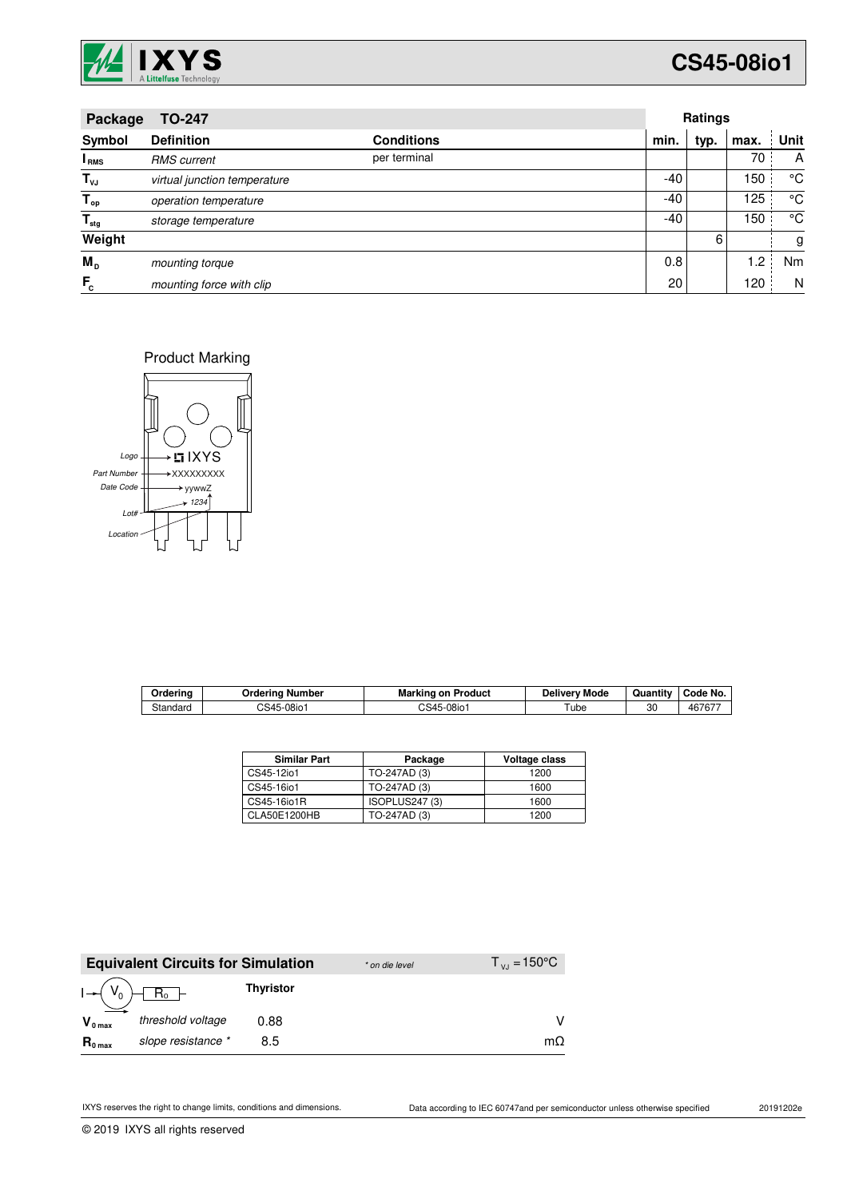| Package | TO-247 | | Ratings | | | |
|---|---|---|---|---|---|---|
| **Symbol** | **Definition** | **Conditions** | **min.** | **typ.** | **max.** | **Unit** |
| $I_{RMS}$ | *RMS current* | per terminal | | | 70 | A |
| $T_{VJ}$ | *virtual junction temperature* | | -40 | | 150 | °C |
| $T_{op}$ | *operation temperature* | | -40 | | 125 | °C |
| $T_{stg}$ | *storage temperature* | | -40 | | 150 | °C |
| **Weight** | | | | 6 | | g |
| $M_D$ | *mounting torque* | | 0.8 | | 1.2 | Nm |
| $F_C$ | *mounting force with clip* | | 20 | | 120 | N |

Product Marking

Logo → IXYS
Part Number → XXXXXXXXX
Date Code → yywwZ
Lot# → 1234
Location

| Ordering | Ordering Number | Marking on Product | Delivery Mode | Quantity | Code No. |
|---|---|---|---|---|---|
| Standard | CS45-08io1 | CS45-08io1 | Tube | 30 | 467677 |

| Similar Part | Package | Voltage class |
|---|---|---|
| CS45-12io1 | TO-247AD (3) | 1200 |
| CS45-16io1 | TO-247AD (3) | 1600 |
| CS45-16io1R | ISOPLUS247 (3) | 1600 |
| CLA50E1200HB | TO-247AD (3) | 1200 |

| **Equivalent Circuits for Simulation** | | * on die level | $T_{VJ} = 150°C$ |
|---|---|---|---|
| $I \rightarrow V_0 - R_0$ | | **Thyristor** | |
| $V_{0\,max}$ | *threshold voltage* | 0.88 | V |
| $R_{0\,max}$ | *slope resistance* * | 8.5 | mΩ |

IXYS reserves the right to change limits, conditions and dimensions.

Data according to IEC 60747and per semiconductor unless otherwise specified

20191202e

© 2019 IXYS all rights reserved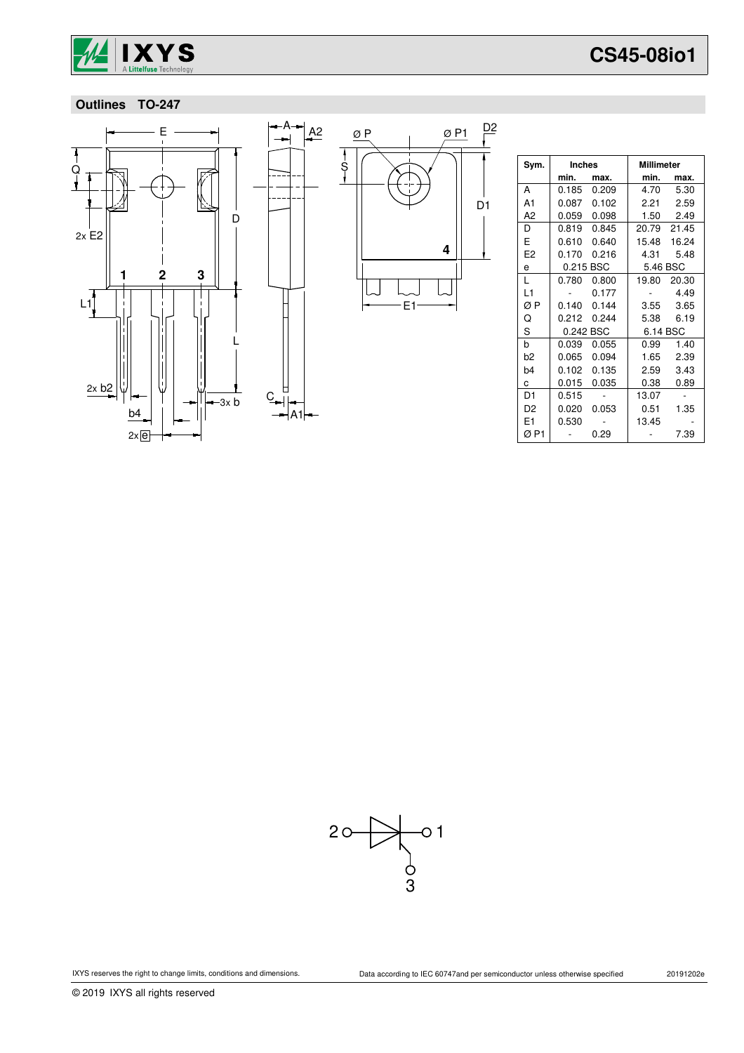## Outlines TO-247

| Sym. | Inches | | Millimeter | |
|---|---|---|---|---|
| | min. | max. | min. | max. |
| A | 0.185 | 0.209 | 4.70 | 5.30 |
| A1 | 0.087 | 0.102 | 2.21 | 2.59 |
| A2 | 0.059 | 0.098 | 1.50 | 2.49 |
| D | 0.819 | 0.845 | 20.79 | 21.45 |
| E | 0.610 | 0.640 | 15.48 | 16.24 |
| E2 | 0.170 | 0.216 | 4.31 | 5.48 |
| e | 0.215 BSC | | 5.46 BSC | |
| L | 0.780 | 0.800 | 19.80 | 20.30 |
| L1 | - | 0.177 | - | 4.49 |
| Ø P | 0.140 | 0.144 | 3.55 | 3.65 |
| Q | 0.212 | 0.244 | 5.38 | 6.19 |
| S | 0.242 BSC | | 6.14 BSC | |
| b | 0.039 | 0.055 | 0.99 | 1.40 |
| b2 | 0.065 | 0.094 | 1.65 | 2.39 |
| b4 | 0.102 | 0.135 | 2.59 | 3.43 |
| c | 0.015 | 0.035 | 0.38 | 0.89 |
| D1 | 0.515 | - | 13.07 | - |
| D2 | 0.020 | 0.053 | 0.51 | 1.35 |
| E1 | 0.530 | - | 13.45 | - |
| Ø P1 | - | 0.29 | - | 7.39 |

IXYS reserves the right to change limits, conditions and dimensions.

Data according to IEC 60747and per semiconductor unless otherwise specified

20191202e

© 2019 IXYS all rights reserved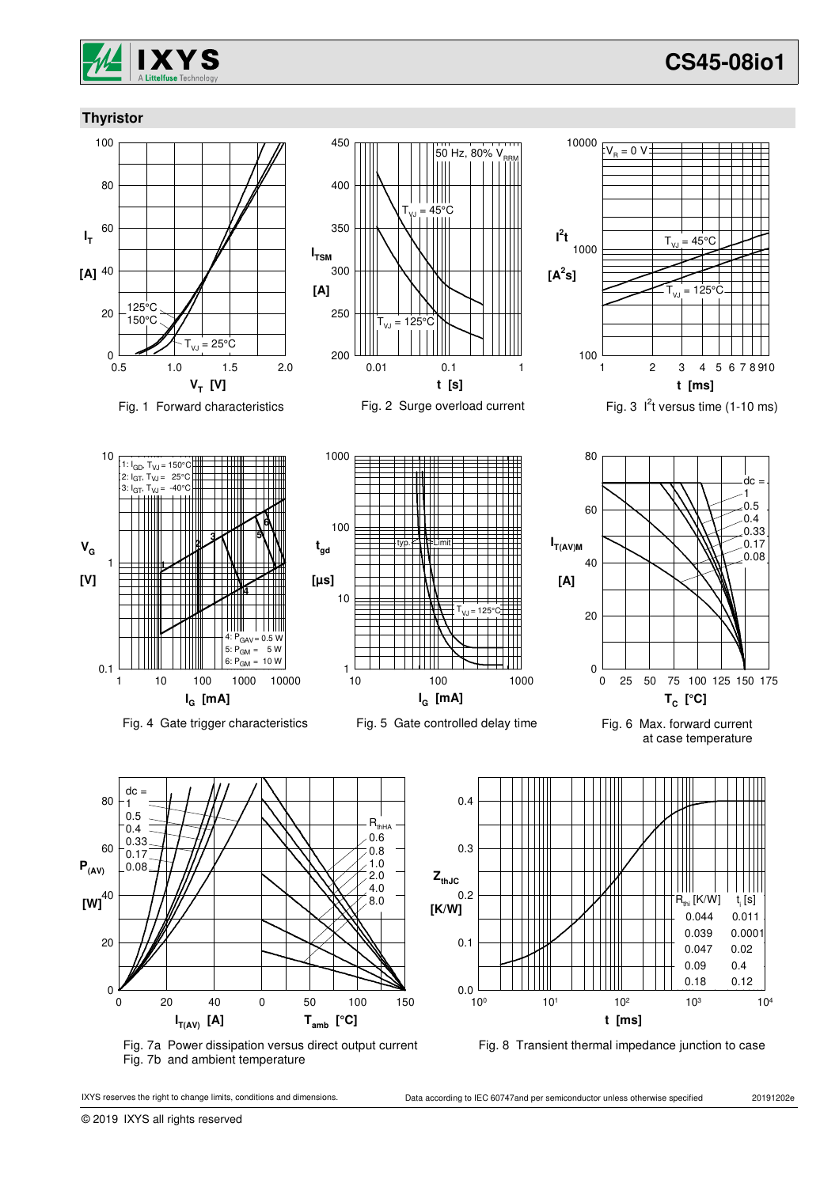## Thyristor

$I_T$ [A]

100
80
60
40
20
0

0.5 1.0 1.5 2.0

$V_T$ [V]

125°C
150°C
$T_{VJ}$ = 25°C

Fig. 1 Forward characteristics

$I_{TSM}$ [A]

450
400
350
300
250
200

0.01 0.1 1

t [s]

50 Hz, 80% $V_{RRM}$
$T_{VJ}$ = 45°C
$T_{VJ}$ = 125°C

Fig. 2 Surge overload current

$I^2t$ [$A^2s$]

10000
1000
100

1 2 3 4 5 6 7 8 9 10

t [ms]

$V_R$ = 0 V
$T_{VJ}$ = 45°C
$T_{VJ}$ = 125°C

Fig. 3 $I^2t$ versus time (1-10 ms)

$V_G$ [V]

10
1
0.1

1 10 100 1000 10000

$I_G$ [mA]

1: $I_{GD}$, $T_{VJ}$ = 150°C
2: $I_{GT}$, $T_{VJ}$ = 25°C
3: $I_{GT}$, $T_{VJ}$ = -40°C

4: $P_{GAV}$ = 0.5 W
5: $P_{GM}$ = 5 W
6: $P_{GM}$ = 10 W

Fig. 4 Gate trigger characteristics

$t_{gd}$ [µs]

1000
100
10
1

10 100 1000

$I_G$ [mA]

typ.
Limit
$T_{VJ}$ = 125°C

Fig. 5 Gate controlled delay time

$I_{T(AV)M}$ [A]

80
60
40
20
0

0 25 50 75 100 125 150 175

$T_C$ [°C]

dc =
1
0.5
0.4
0.33
0.17
0.08

Fig. 6 Max. forward current at case temperature

$P_{(AV)}$ [W]

80
60
40
20
0

0 20 40

$I_{T(AV)}$ [A]

dc =
1
0.5
0.4
0.33
0.17
0.08

0 50 100 150

$T_{amb}$ [°C]

$R_{thHA}$
0.6
0.8
1.0
2.0
4.0
8.0

Fig. 7a Power dissipation versus direct output current
Fig. 7b and ambient temperature

$Z_{thJC}$ [K/W]

0.4
0.3
0.2
0.1
0.0

$10^0$ $10^1$ $10^2$ $10^3$ $10^4$

t [ms]

| $R_{thi}$ [K/W] | $t_i$ [s] |
|---|---|
| 0.044 | 0.011 |
| 0.039 | 0.0001 |
| 0.047 | 0.02 |
| 0.09 | 0.4 |
| 0.18 | 0.12 |

Fig. 8 Transient thermal impedance junction to case

IXYS reserves the right to change limits, conditions and dimensions.

Data according to IEC 60747and per semiconductor unless otherwise specified

20191202e

© 2019 IXYS all rights reserved